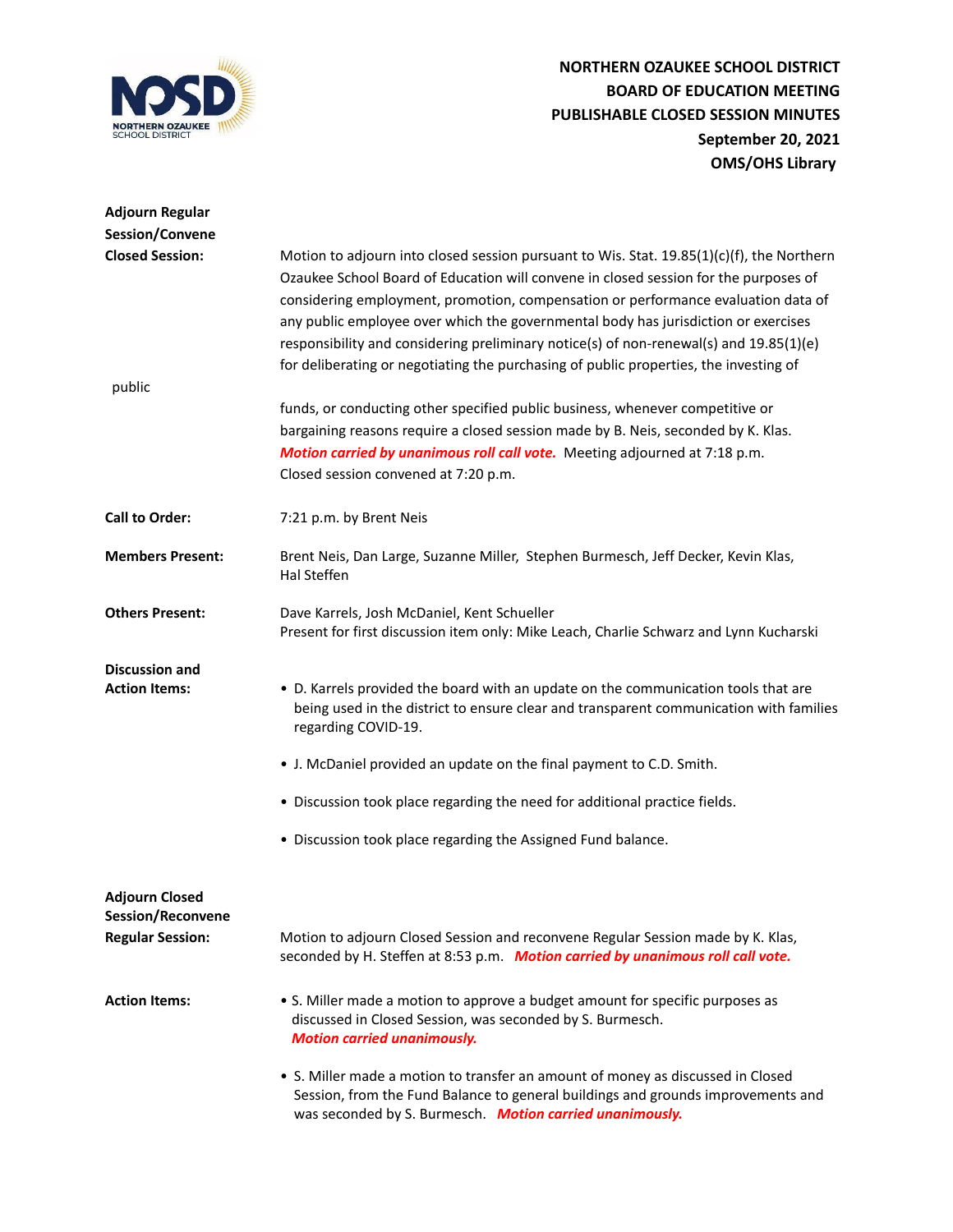# NORTHERN OZAUKEE SCHOOL DISTRICT
## BOARD OF EDUCATION MEETING
## PUBLISHABLE CLOSED SESSION MINUTES
**September 20, 2021**
**OMS/OHS Library**

**Adjourn Regular Session/Convene Closed Session:** Motion to adjourn into closed session pursuant to Wis. Stat. 19.85(1)(c)(f), the Northern Ozaukee School Board of Education will convene in closed session for the purposes of considering employment, promotion, compensation or performance evaluation data of any public employee over which the governmental body has jurisdiction or exercises responsibility and considering preliminary notice(s) of non-renewal(s) and 19.85(1)(e) for deliberating or negotiating the purchasing of public properties, the investing of public funds, or conducting other specified public business, whenever competitive or bargaining reasons require a closed session made by B. Neis, seconded by K. Klas. ***Motion carried by unanimous roll call vote.*** Meeting adjourned at 7:18 p.m. Closed session convened at 7:20 p.m.

**Call to Order:** 7:21 p.m. by Brent Neis

**Members Present:** Brent Neis, Dan Large, Suzanne Miller, Stephen Burmesch, Jeff Decker, Kevin Klas, Hal Steffen

**Others Present:** Dave Karrels, Josh McDaniel, Kent Schueller
Present for first discussion item only: Mike Leach, Charlie Schwarz and Lynn Kucharski

**Discussion and Action Items:**

- D. Karrels provided the board with an update on the communication tools that are being used in the district to ensure clear and transparent communication with families regarding COVID-19.
- J. McDaniel provided an update on the final payment to C.D. Smith.
- Discussion took place regarding the need for additional practice fields.
- Discussion took place regarding the Assigned Fund balance.

**Adjourn Closed Session/Reconvene Regular Session:** Motion to adjourn Closed Session and reconvene Regular Session made by K. Klas, seconded by H. Steffen at 8:53 p.m. ***Motion carried by unanimous roll call vote.***

**Action Items:**

- S. Miller made a motion to approve a budget amount for specific purposes as discussed in Closed Session, was seconded by S. Burmesch. ***Motion carried unanimously.***
- S. Miller made a motion to transfer an amount of money as discussed in Closed Session, from the Fund Balance to general buildings and grounds improvements and was seconded by S. Burmesch. ***Motion carried unanimously.***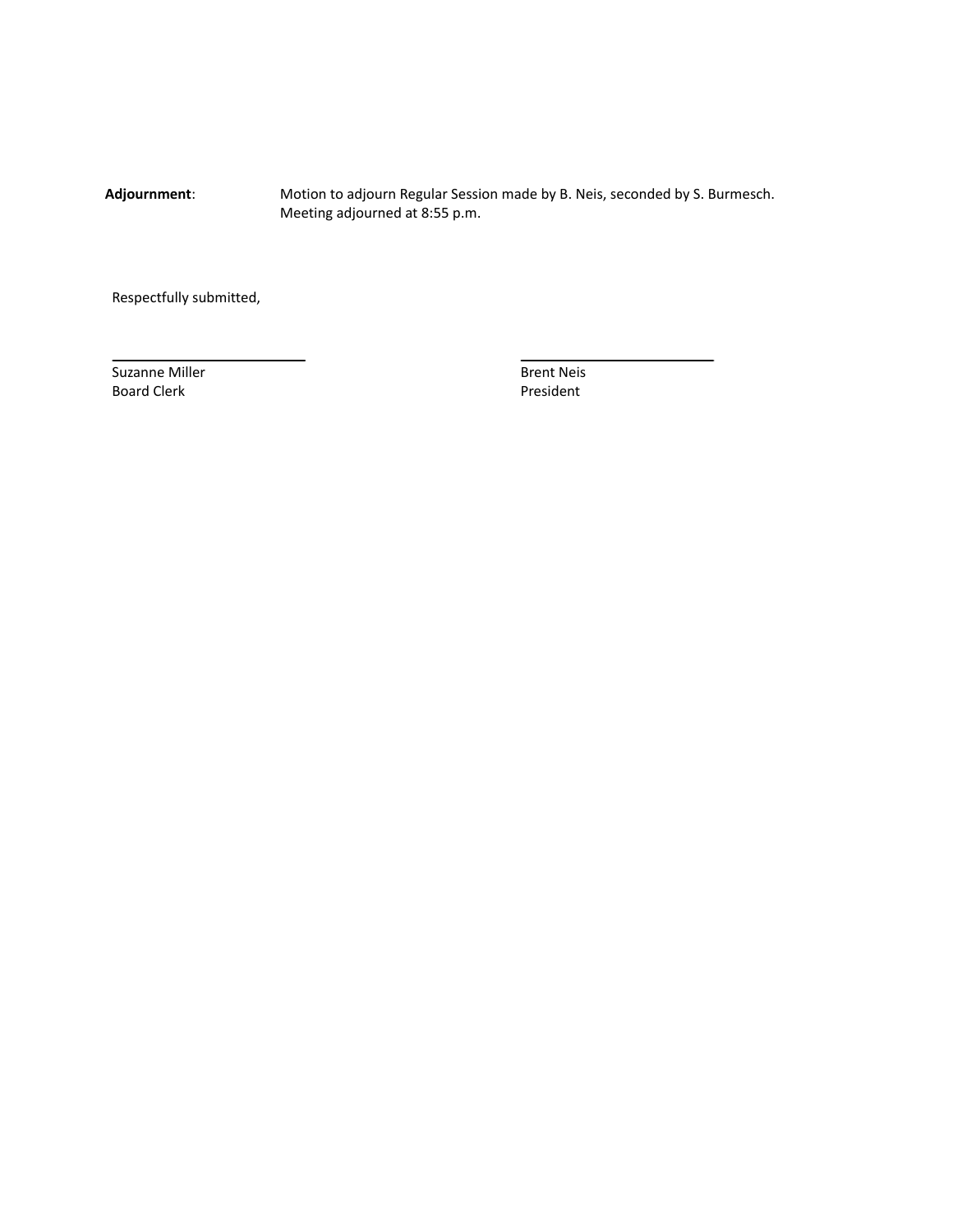**Adjournment**: Motion to adjourn Regular Session made by B. Neis, seconded by S. Burmesch. Meeting adjourned at 8:55 p.m.

Respectfully submitted,

| | |
|---|---|
| Suzanne Miller | Brent Neis |
| Board Clerk | President |